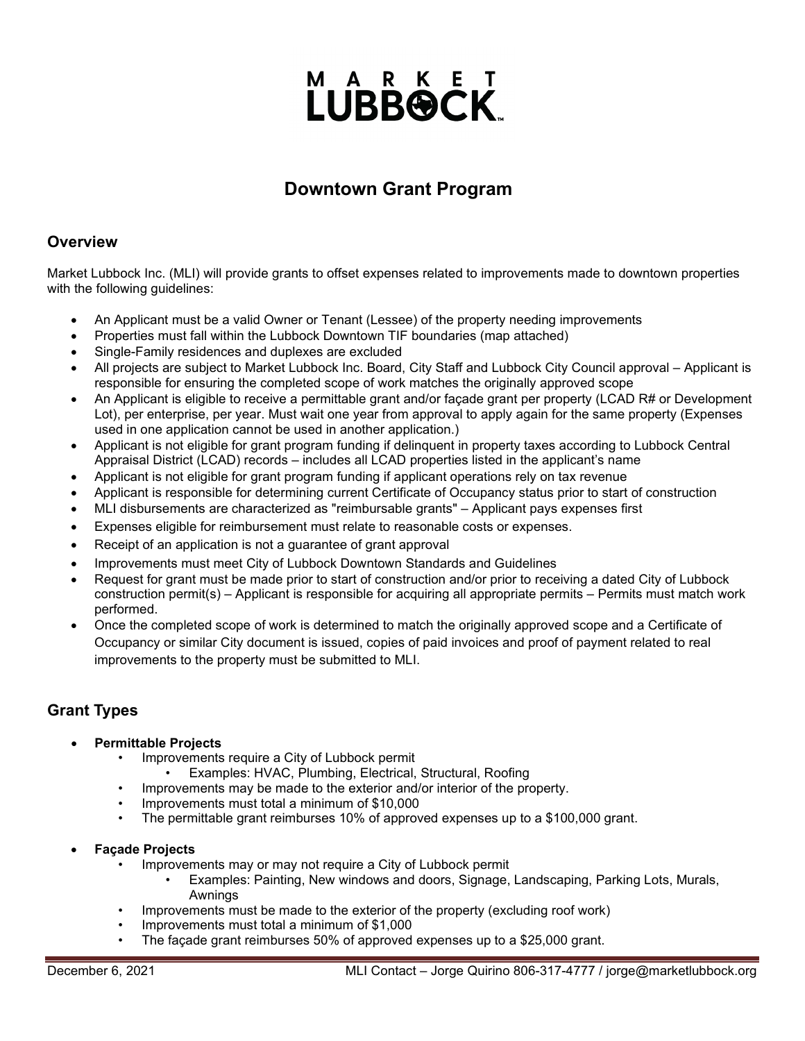# MARKET LUBBOCK

## Downtown Grant Program

### Overview

Market Lubbock Inc. (MLI) will provide grants to offset expenses related to improvements made to downtown properties with the following guidelines:

- An Applicant must be a valid Owner or Tenant (Lessee) of the property needing improvements
- Properties must fall within the Lubbock Downtown TIF boundaries (map attached)
- Single-Family residences and duplexes are excluded
- All projects are subject to Market Lubbock Inc. Board, City Staff and Lubbock City Council approval – Applicant is responsible for ensuring the completed scope of work matches the originally approved scope
- An Applicant is eligible to receive a permittable grant and/or façade grant per property (LCAD R# or Development Lot), per enterprise, per year. Must wait one year from approval to apply again for the same property (Expenses used in one application cannot be used in another application.)
- Applicant is not eligible for grant program funding if delinquent in property taxes according to Lubbock Central Appraisal District (LCAD) records – includes all LCAD properties listed in the applicant's name
- Applicant is not eligible for grant program funding if applicant operations rely on tax revenue
- Applicant is responsible for determining current Certificate of Occupancy status prior to start of construction
- MLI disbursements are characterized as "reimbursable grants" – Applicant pays expenses first
- Expenses eligible for reimbursement must relate to reasonable costs or expenses.
- Receipt of an application is not a guarantee of grant approval
- Improvements must meet City of Lubbock Downtown Standards and Guidelines
- Request for grant must be made prior to start of construction and/or prior to receiving a dated City of Lubbock construction permit(s) – Applicant is responsible for acquiring all appropriate permits – Permits must match work performed.
- Once the completed scope of work is determined to match the originally approved scope and a Certificate of Occupancy or similar City document is issued, copies of paid invoices and proof of payment related to real improvements to the property must be submitted to MLI.

### Grant Types

- **Permittable Projects**
  - Improvements require a City of Lubbock permit
    - Examples: HVAC, Plumbing, Electrical, Structural, Roofing
  - Improvements may be made to the exterior and/or interior of the property.
  - Improvements must total a minimum of $10,000
  - The permittable grant reimburses 10% of approved expenses up to a $100,000 grant.

- **Façade Projects**
  - Improvements may or may not require a City of Lubbock permit
    - Examples: Painting, New windows and doors, Signage, Landscaping, Parking Lots, Murals, Awnings
  - Improvements must be made to the exterior of the property (excluding roof work)
  - Improvements must total a minimum of $1,000
  - The façade grant reimburses 50% of approved expenses up to a $25,000 grant.

December 6, 2021 MLI Contact – Jorge Quirino 806-317-4777 / jorge@marketlubbock.org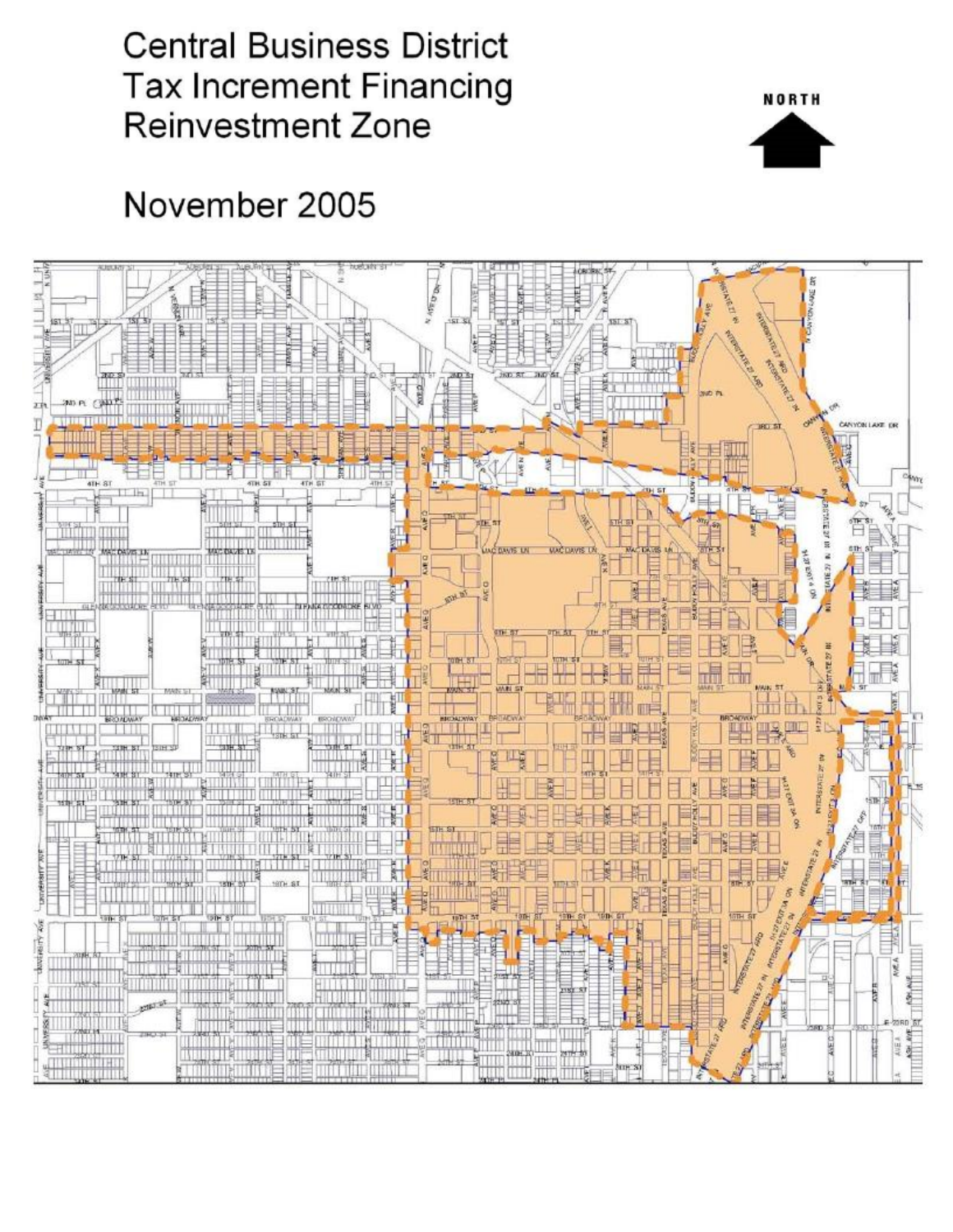# Central Business District Tax Increment Financing Reinvestment Zone

NORTH

November 2005